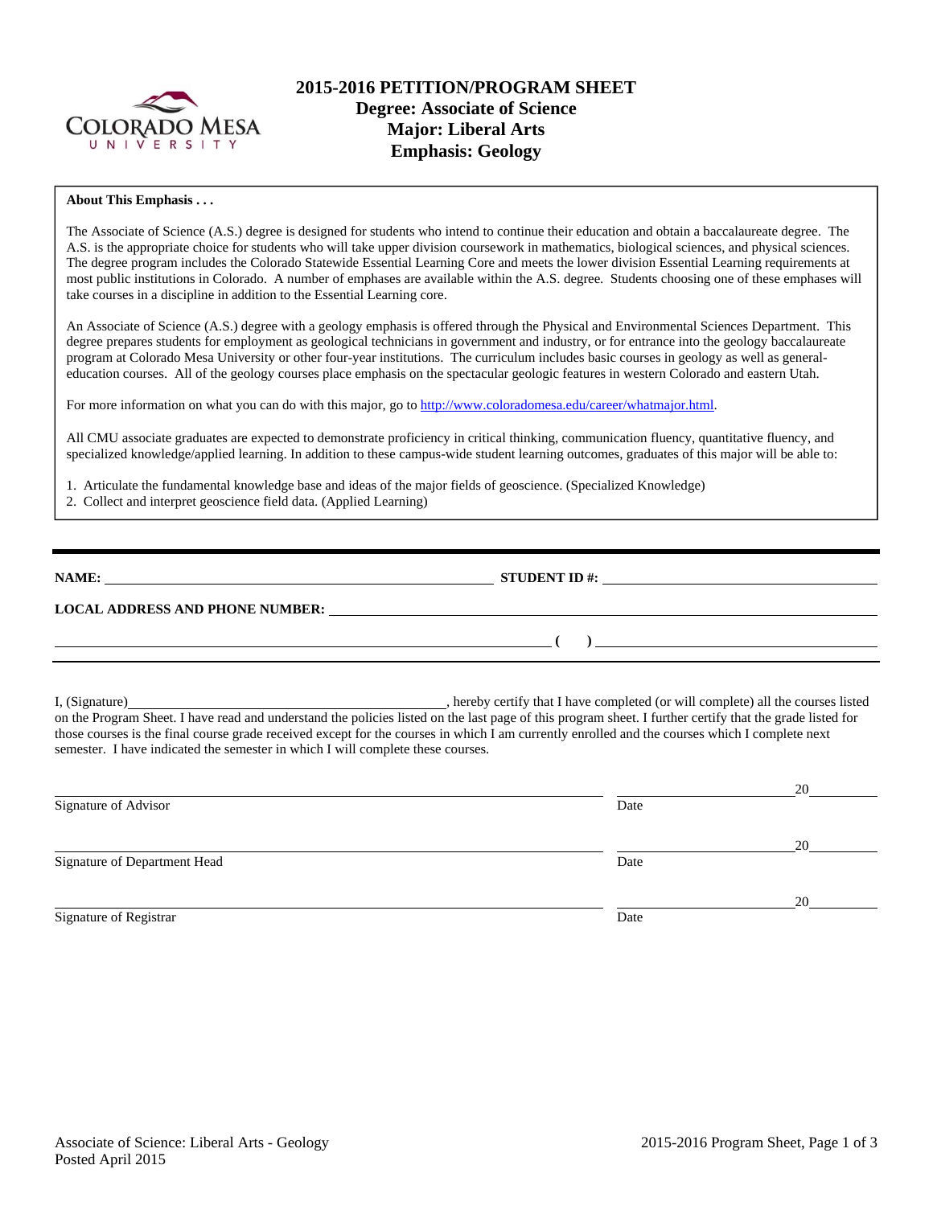# 2015-2016 PETITION/PROGRAM SHEET

## Degree: Associate of Science
## Major: Liberal Arts
## Emphasis: Geology

**About This Emphasis . . .**

The Associate of Science (A.S.) degree is designed for students who intend to continue their education and obtain a baccalaureate degree. The A.S. is the appropriate choice for students who will take upper division coursework in mathematics, biological sciences, and physical sciences. The degree program includes the Colorado Statewide Essential Learning Core and meets the lower division Essential Learning requirements at most public institutions in Colorado. A number of emphases are available within the A.S. degree. Students choosing one of these emphases will take courses in a discipline in addition to the Essential Learning core.

An Associate of Science (A.S.) degree with a geology emphasis is offered through the Physical and Environmental Sciences Department. This degree prepares students for employment as geological technicians in government and industry, or for entrance into the geology baccalaureate program at Colorado Mesa University or other four-year institutions. The curriculum includes basic courses in geology as well as general-education courses. All of the geology courses place emphasis on the spectacular geologic features in western Colorado and eastern Utah.

For more information on what you can do with this major, go to http://www.coloradomesa.edu/career/whatmajor.html.

All CMU associate graduates are expected to demonstrate proficiency in critical thinking, communication fluency, quantitative fluency, and specialized knowledge/applied learning. In addition to these campus-wide student learning outcomes, graduates of this major will be able to:

1. Articulate the fundamental knowledge base and ideas of the major fields of geoscience. (Specialized Knowledge)
2. Collect and interpret geoscience field data. (Applied Learning)

---

**NAME:** ______________________________ **STUDENT ID #:** ______________________________

**LOCAL ADDRESS AND PHONE NUMBER:** ______________________________

______________________________ **( )** ______________________________

I, (Signature)______________________________, hereby certify that I have completed (or will complete) all the courses listed on the Program Sheet. I have read and understand the policies listed on the last page of this program sheet. I further certify that the grade listed for those courses is the final course grade received except for the courses in which I am currently enrolled and the courses which I complete next semester. I have indicated the semester in which I will complete these courses.

______________________________ ____________________20______
Signature of Advisor Date

______________________________ ____________________20______
Signature of Department Head Date

______________________________ ____________________20______
Signature of Registrar Date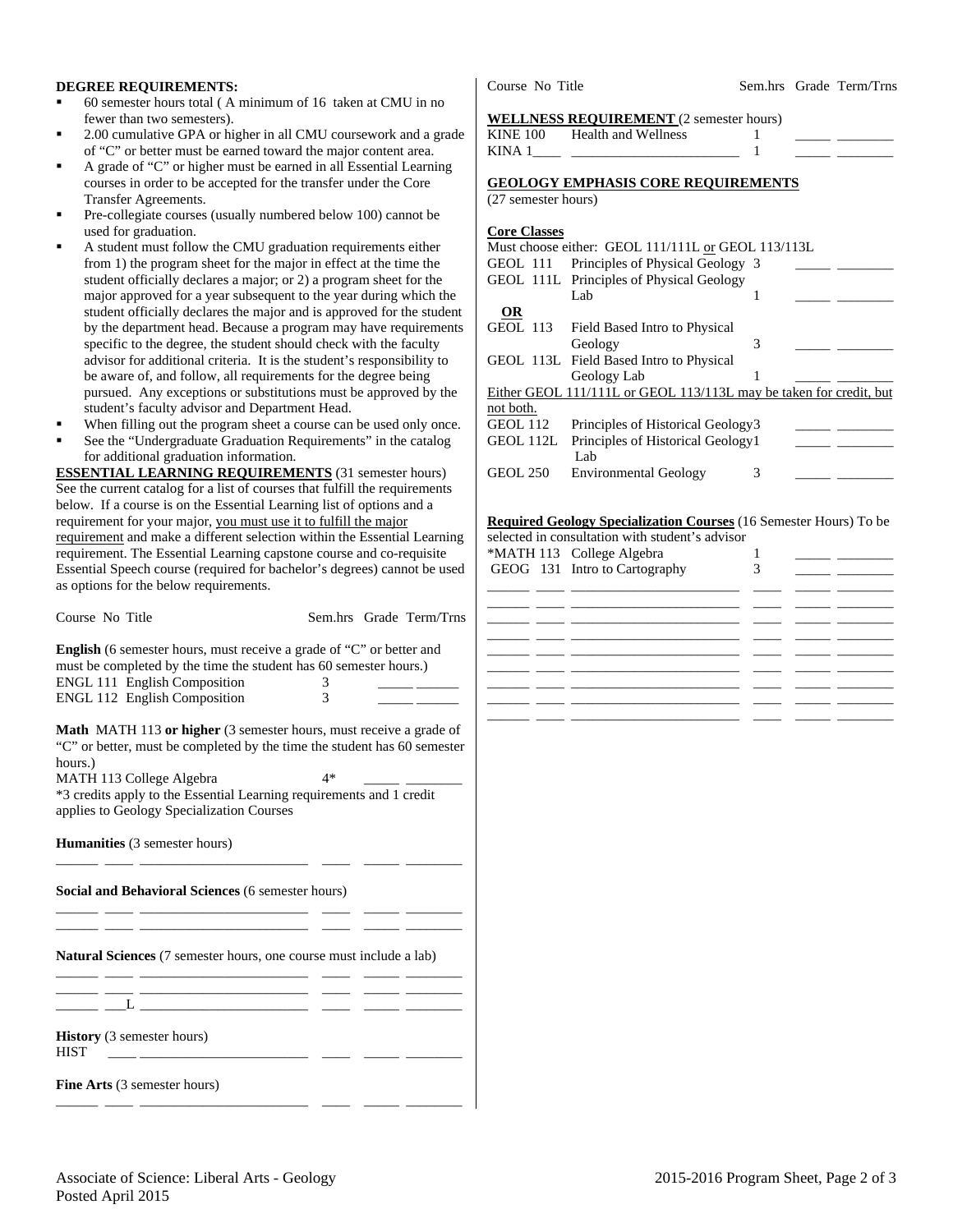**DEGREE REQUIREMENTS:**

- 60 semester hours total ( A minimum of 16 taken at CMU in no fewer than two semesters).
- 2.00 cumulative GPA or higher in all CMU coursework and a grade of "C" or better must be earned toward the major content area.
- A grade of "C" or higher must be earned in all Essential Learning courses in order to be accepted for the transfer under the Core Transfer Agreements.
- Pre-collegiate courses (usually numbered below 100) cannot be used for graduation.
- A student must follow the CMU graduation requirements either from 1) the program sheet for the major in effect at the time the student officially declares a major; or 2) a program sheet for the major approved for a year subsequent to the year during which the student officially declares the major and is approved for the student by the department head. Because a program may have requirements specific to the degree, the student should check with the faculty advisor for additional criteria. It is the student's responsibility to be aware of, and follow, all requirements for the degree being pursued. Any exceptions or substitutions must be approved by the student's faculty advisor and Department Head.
- When filling out the program sheet a course can be used only once.
- See the "Undergraduate Graduation Requirements" in the catalog for additional graduation information.

**ESSENTIAL LEARNING REQUIREMENTS** (31 semester hours) See the current catalog for a list of courses that fulfill the requirements below. If a course is on the Essential Learning list of options and a requirement for your major, you must use it to fulfill the major requirement and make a different selection within the Essential Learning requirement. The Essential Learning capstone course and co-requisite Essential Speech course (required for bachelor's degrees) cannot be used as options for the below requirements.

| Course | No | Title | Sem.hrs | Grade | Term/Trns |
|---|---|---|---|---|---|

**English** (6 semester hours, must receive a grade of "C" or better and must be completed by the time the student has 60 semester hours.)

| Course | No | Title | Sem.hrs | Grade | Term/Trns |
|---|---|---|---|---|---|
| ENGL | 111 | English Composition | 3 | | |
| ENGL | 112 | English Composition | 3 | | |

**Math** MATH 113 **or higher** (3 semester hours, must receive a grade of "C" or better, must be completed by the time the student has 60 semester hours.)

| Course | No | Title | Sem.hrs | Grade | Term/Trns |
|---|---|---|---|---|---|
| MATH | 113 | College Algebra | 4* | | |

*3 credits apply to the Essential Learning requirements and 1 credit applies to Geology Specialization Courses

**Humanities** (3 semester hours)

| Course | No | Title | Sem.hrs | Grade | Term/Trns |
|---|---|---|---|---|---|
| | | | | | |

**Social and Behavioral Sciences** (6 semester hours)

| Course | No | Title | Sem.hrs | Grade | Term/Trns |
|---|---|---|---|---|---|
| | | | | | |
| | | | | | |

**Natural Sciences** (7 semester hours, one course must include a lab)

| Course | No | Title | Sem.hrs | Grade | Term/Trns |
|---|---|---|---|---|---|
| | | | | | |
| | | | | | |
| | L | | | | |

**History** (3 semester hours)

| Course | No | Title | Sem.hrs | Grade | Term/Trns |
|---|---|---|---|---|---|
| HIST | | | | | |

**Fine Arts** (3 semester hours)

| Course | No | Title | Sem.hrs | Grade | Term/Trns |
|---|---|---|---|---|---|
| | | | | | |

**WELLNESS REQUIREMENT** (2 semester hours)

| Course | No | Title | Sem.hrs | Grade | Term/Trns |
|---|---|---|---|---|---|
| KINE | 100 | Health and Wellness | 1 | | |
| KINA | 1____ | | 1 | | |

**GEOLOGY EMPHASIS CORE REQUIREMENTS**
(27 semester hours)

**Core Classes**

Must choose either: GEOL 111/111L or GEOL 113/113L

| Course | No | Title | Sem.hrs | Grade | Term/Trns |
|---|---|---|---|---|---|
| GEOL | 111 | Principles of Physical Geology | 3 | | |
| GEOL | 111L | Principles of Physical Geology Lab | 1 | | |
| **OR** | | | | | |
| GEOL | 113 | Field Based Intro to Physical Geology | 3 | | |
| GEOL | 113L | Field Based Intro to Physical Geology Lab | 1 | | |

Either GEOL 111/111L or GEOL 113/113L may be taken for credit, but not both.

| Course | No | Title | Sem.hrs | Grade | Term/Trns |
|---|---|---|---|---|---|
| GEOL | 112 | Principles of Historical Geology | 3 | | |
| GEOL | 112L | Principles of Historical Geology Lab | 1 | | |
| GEOL | 250 | Environmental Geology | 3 | | |

**Required Geology Specialization Courses** (16 Semester Hours) To be selected in consultation with student's advisor

| Course | No | Title | Sem.hrs | Grade | Term/Trns |
|---|---|---|---|---|---|
| *MATH | 113 | College Algebra | 1 | | |
| GEOG | 131 | Intro to Cartography | 3 | | |
| | | | | | |
| | | | | | |
| | | | | | |
| | | | | | |
| | | | | | |
| | | | | | |
| | | | | | |
| | | | | | |

Associate of Science: Liberal Arts - Geology
Posted April 2015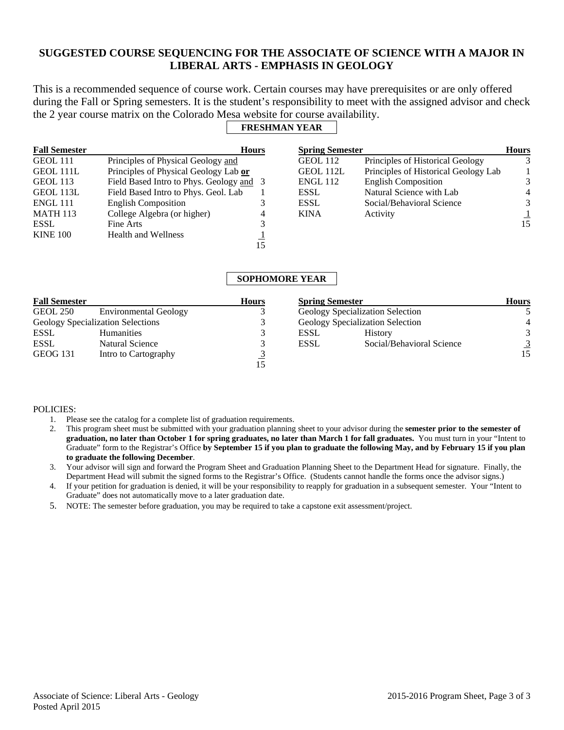# SUGGESTED COURSE SEQUENCING FOR THE ASSOCIATE OF SCIENCE WITH A MAJOR IN LIBERAL ARTS - EMPHASIS IN GEOLOGY

This is a recommended sequence of course work. Certain courses may have prerequisites or are only offered during the Fall or Spring semesters. It is the student's responsibility to meet with the assigned advisor and check the 2 year course matrix on the Colorado Mesa website for course availability.

## FRESHMAN YEAR

| Fall Semester | | Hours |
|---|---|---|
| GEOL 111 | Principles of Physical Geology and | |
| GEOL 111L | Principles of Physical Geology Lab **or** | |
| GEOL 113 | Field Based Intro to Phys. Geology and | 3 |
| GEOL 113L | Field Based Intro to Phys. Geol. Lab | 1 |
| ENGL 111 | English Composition | 3 |
| MATH 113 | College Algebra (or higher) | 4 |
| ESSL | Fine Arts | 3 |
| KINE 100 | Health and Wellness | 1 |
| | | 15 |

| Spring Semester | | Hours |
|---|---|---|
| GEOL 112 | Principles of Historical Geology | 3 |
| GEOL 112L | Principles of Historical Geology Lab | 1 |
| ENGL 112 | English Composition | 3 |
| ESSL | Natural Science with Lab | 4 |
| ESSL | Social/Behavioral Science | 3 |
| KINA | Activity | 1 |
| | | 15 |

## SOPHOMORE YEAR

| Fall Semester | | Hours |
|---|---|---|
| GEOL 250 | Environmental Geology | 3 |
| Geology Specialization Selections | | 3 |
| ESSL | Humanities | 3 |
| ESSL | Natural Science | 3 |
| GEOG 131 | Intro to Cartography | 3 |
| | | 15 |

| Spring Semester | | Hours |
|---|---|---|
| Geology Specialization Selection | | 5 |
| Geology Specialization Selection | | 4 |
| ESSL | History | 3 |
| ESSL | Social/Behavioral Science | 3 |
| | | 15 |

POLICIES:

1. Please see the catalog for a complete list of graduation requirements.
2. This program sheet must be submitted with your graduation planning sheet to your advisor during the **semester prior to the semester of graduation, no later than October 1 for spring graduates, no later than March 1 for fall graduates.** You must turn in your "Intent to Graduate" form to the Registrar's Office **by September 15 if you plan to graduate the following May, and by February 15 if you plan to graduate the following December**.
3. Your advisor will sign and forward the Program Sheet and Graduation Planning Sheet to the Department Head for signature. Finally, the Department Head will submit the signed forms to the Registrar's Office. (Students cannot handle the forms once the advisor signs.)
4. If your petition for graduation is denied, it will be your responsibility to reapply for graduation in a subsequent semester. Your "Intent to Graduate" does not automatically move to a later graduation date.
5. NOTE: The semester before graduation, you may be required to take a capstone exit assessment/project.